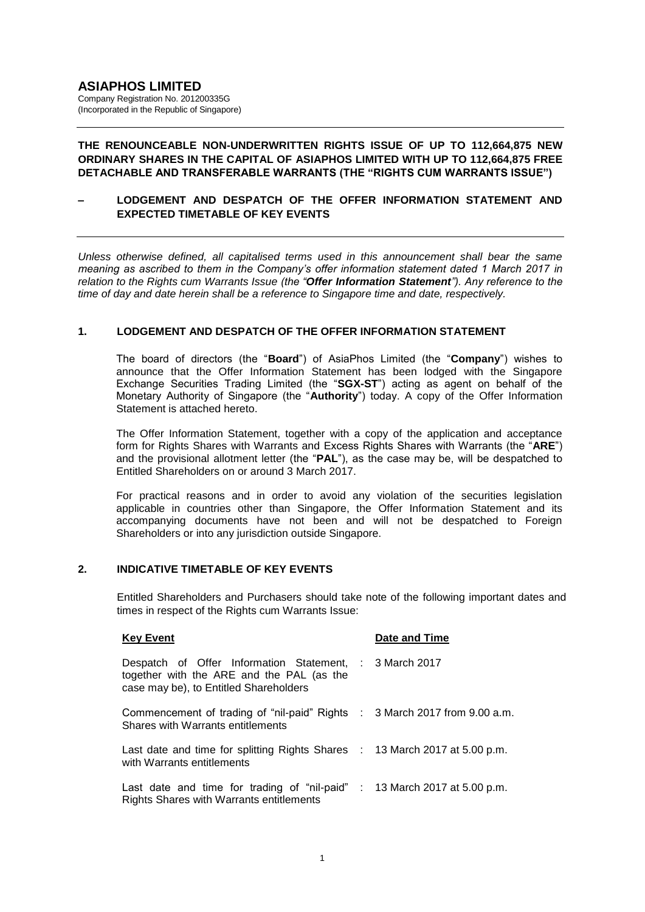# ASIAPHOS LIMITED

Company Registration No. 201200335G
(Incorporated in the Republic of Singapore)

---

**THE RENOUNCEABLE NON-UNDERWRITTEN RIGHTS ISSUE OF UP TO 112,664,875 NEW ORDINARY SHARES IN THE CAPITAL OF ASIAPHOS LIMITED WITH UP TO 112,664,875 FREE DETACHABLE AND TRANSFERABLE WARRANTS (THE "RIGHTS CUM WARRANTS ISSUE")**

**– LODGEMENT AND DESPATCH OF THE OFFER INFORMATION STATEMENT AND EXPECTED TIMETABLE OF KEY EVENTS**

---

*Unless otherwise defined, all capitalised terms used in this announcement shall bear the same meaning as ascribed to them in the Company's offer information statement dated 1 March 2017 in relation to the Rights cum Warrants Issue (the "**Offer Information Statement**"). Any reference to the time of day and date herein shall be a reference to Singapore time and date, respectively.*

## 1. LODGEMENT AND DESPATCH OF THE OFFER INFORMATION STATEMENT

The board of directors (the "**Board**") of AsiaPhos Limited (the "**Company**") wishes to announce that the Offer Information Statement has been lodged with the Singapore Exchange Securities Trading Limited (the "**SGX-ST**") acting as agent on behalf of the Monetary Authority of Singapore (the "**Authority**") today. A copy of the Offer Information Statement is attached hereto.

The Offer Information Statement, together with a copy of the application and acceptance form for Rights Shares with Warrants and Excess Rights Shares with Warrants (the "**ARE**") and the provisional allotment letter (the "**PAL**"), as the case may be, will be despatched to Entitled Shareholders on or around 3 March 2017.

For practical reasons and in order to avoid any violation of the securities legislation applicable in countries other than Singapore, the Offer Information Statement and its accompanying documents have not been and will not be despatched to Foreign Shareholders or into any jurisdiction outside Singapore.

## 2. INDICATIVE TIMETABLE OF KEY EVENTS

Entitled Shareholders and Purchasers should take note of the following important dates and times in respect of the Rights cum Warrants Issue:

| **Key Event** | | **Date and Time** |
|---|---|---|
| Despatch of Offer Information Statement, together with the ARE and the PAL (as the case may be), to Entitled Shareholders | : | 3 March 2017 |
| Commencement of trading of "nil-paid" Rights Shares with Warrants entitlements | : | 3 March 2017 from 9.00 a.m. |
| Last date and time for splitting Rights Shares with Warrants entitlements | : | 13 March 2017 at 5.00 p.m. |
| Last date and time for trading of "nil-paid" Rights Shares with Warrants entitlements | : | 13 March 2017 at 5.00 p.m. |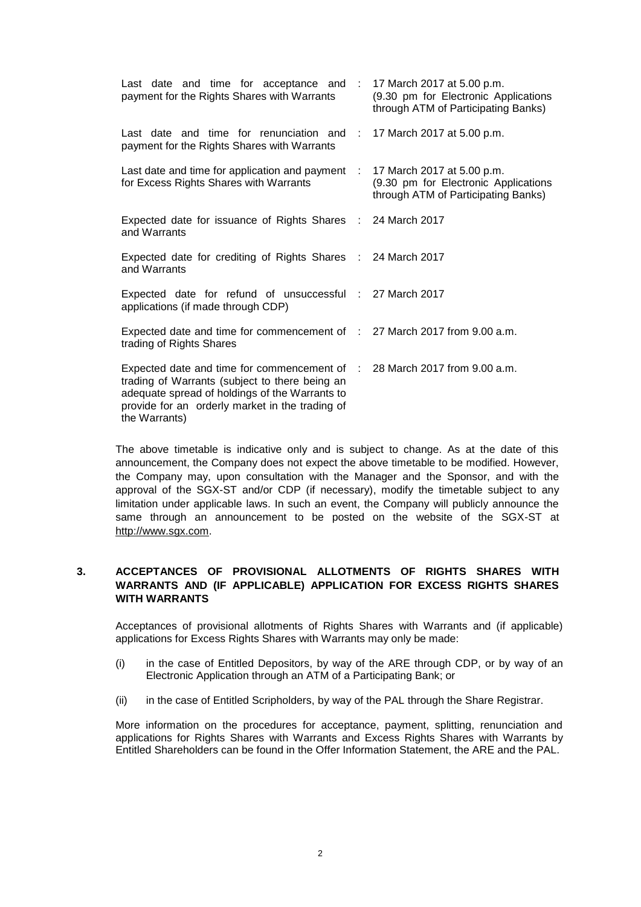| | | |
|---|---|---|
| Last date and time for acceptance and payment for the Rights Shares with Warrants | : | 17 March 2017 at 5.00 p.m. (9.30 pm for Electronic Applications through ATM of Participating Banks) |
| Last date and time for renunciation and payment for the Rights Shares with Warrants | : | 17 March 2017 at 5.00 p.m. |
| Last date and time for application and payment for Excess Rights Shares with Warrants | : | 17 March 2017 at 5.00 p.m. (9.30 pm for Electronic Applications through ATM of Participating Banks) |
| Expected date for issuance of Rights Shares and Warrants | : | 24 March 2017 |
| Expected date for crediting of Rights Shares and Warrants | : | 24 March 2017 |
| Expected date for refund of unsuccessful applications (if made through CDP) | : | 27 March 2017 |
| Expected date and time for commencement of trading of Rights Shares | : | 27 March 2017 from 9.00 a.m. |
| Expected date and time for commencement of trading of Warrants (subject to there being an adequate spread of holdings of the Warrants to provide for an orderly market in the trading of the Warrants) | : | 28 March 2017 from 9.00 a.m. |

The above timetable is indicative only and is subject to change. As at the date of this announcement, the Company does not expect the above timetable to be modified. However, the Company may, upon consultation with the Manager and the Sponsor, and with the approval of the SGX-ST and/or CDP (if necessary), modify the timetable subject to any limitation under applicable laws. In such an event, the Company will publicly announce the same through an announcement to be posted on the website of the SGX-ST at http://www.sgx.com.

## 3. ACCEPTANCES OF PROVISIONAL ALLOTMENTS OF RIGHTS SHARES WITH WARRANTS AND (IF APPLICABLE) APPLICATION FOR EXCESS RIGHTS SHARES WITH WARRANTS

Acceptances of provisional allotments of Rights Shares with Warrants and (if applicable) applications for Excess Rights Shares with Warrants may only be made:

(i) in the case of Entitled Depositors, by way of the ARE through CDP, or by way of an Electronic Application through an ATM of a Participating Bank; or

(ii) in the case of Entitled Scripholders, by way of the PAL through the Share Registrar.

More information on the procedures for acceptance, payment, splitting, renunciation and applications for Rights Shares with Warrants and Excess Rights Shares with Warrants by Entitled Shareholders can be found in the Offer Information Statement, the ARE and the PAL.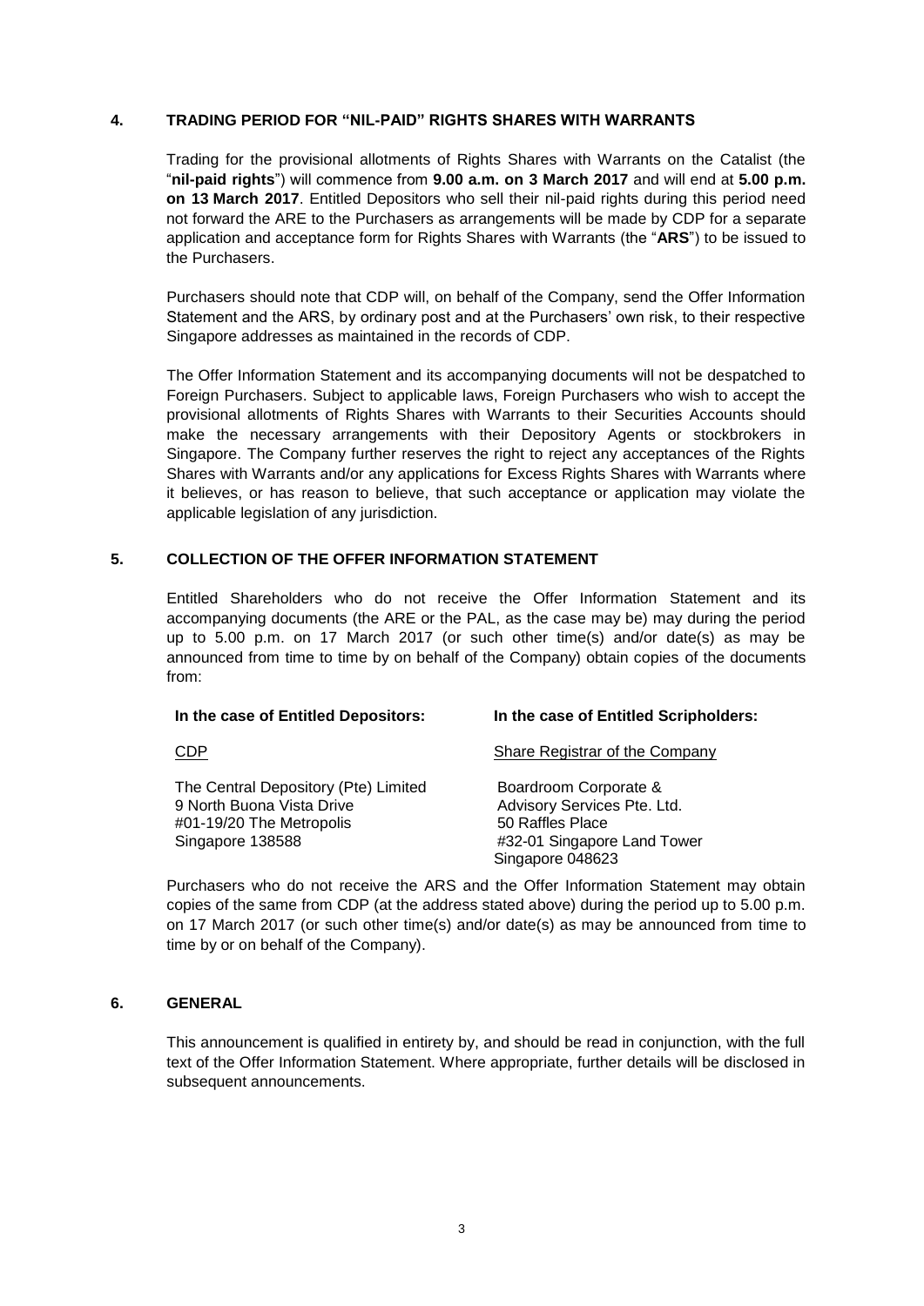## 4. TRADING PERIOD FOR "NIL-PAID" RIGHTS SHARES WITH WARRANTS

Trading for the provisional allotments of Rights Shares with Warrants on the Catalist (the "**nil-paid rights**") will commence from **9.00 a.m. on 3 March 2017** and will end at **5.00 p.m. on 13 March 2017**. Entitled Depositors who sell their nil-paid rights during this period need not forward the ARE to the Purchasers as arrangements will be made by CDP for a separate application and acceptance form for Rights Shares with Warrants (the "**ARS**") to be issued to the Purchasers.

Purchasers should note that CDP will, on behalf of the Company, send the Offer Information Statement and the ARS, by ordinary post and at the Purchasers' own risk, to their respective Singapore addresses as maintained in the records of CDP.

The Offer Information Statement and its accompanying documents will not be despatched to Foreign Purchasers. Subject to applicable laws, Foreign Purchasers who wish to accept the provisional allotments of Rights Shares with Warrants to their Securities Accounts should make the necessary arrangements with their Depository Agents or stockbrokers in Singapore. The Company further reserves the right to reject any acceptances of the Rights Shares with Warrants and/or any applications for Excess Rights Shares with Warrants where it believes, or has reason to believe, that such acceptance or application may violate the applicable legislation of any jurisdiction.

## 5. COLLECTION OF THE OFFER INFORMATION STATEMENT

Entitled Shareholders who do not receive the Offer Information Statement and its accompanying documents (the ARE or the PAL, as the case may be) may during the period up to 5.00 p.m. on 17 March 2017 (or such other time(s) and/or date(s) as may be announced from time to time by on behalf of the Company) obtain copies of the documents from:

| **In the case of Entitled Depositors:** | **In the case of Entitled Scripholders:** |
|---|---|
| CDP | Share Registrar of the Company |
| The Central Depository (Pte) Limited<br>9 North Buona Vista Drive<br>#01-19/20 The Metropolis<br>Singapore 138588 | Boardroom Corporate &<br>Advisory Services Pte. Ltd.<br>50 Raffles Place<br>#32-01 Singapore Land Tower<br>Singapore 048623 |

Purchasers who do not receive the ARS and the Offer Information Statement may obtain copies of the same from CDP (at the address stated above) during the period up to 5.00 p.m. on 17 March 2017 (or such other time(s) and/or date(s) as may be announced from time to time by or on behalf of the Company).

## 6. GENERAL

This announcement is qualified in entirety by, and should be read in conjunction, with the full text of the Offer Information Statement. Where appropriate, further details will be disclosed in subsequent announcements.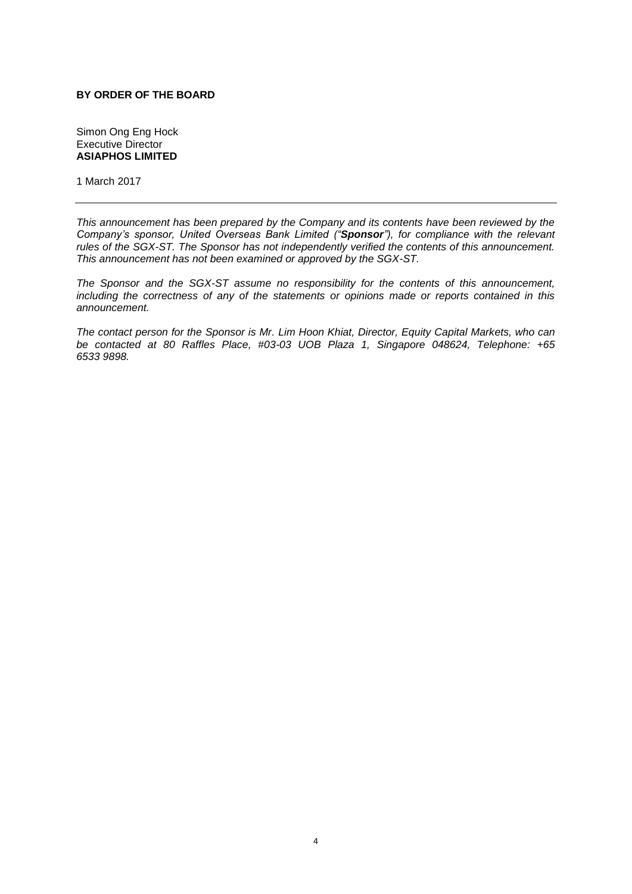**BY ORDER OF THE BOARD**

Simon Ong Eng Hock
Executive Director
**ASIAPHOS LIMITED**

1 March 2017

---

*This announcement has been prepared by the Company and its contents have been reviewed by the Company's sponsor, United Overseas Bank Limited ("**Sponsor**"), for compliance with the relevant rules of the SGX-ST. The Sponsor has not independently verified the contents of this announcement. This announcement has not been examined or approved by the SGX-ST.*

*The Sponsor and the SGX-ST assume no responsibility for the contents of this announcement, including the correctness of any of the statements or opinions made or reports contained in this announcement.*

*The contact person for the Sponsor is Mr. Lim Hoon Khiat, Director, Equity Capital Markets, who can be contacted at 80 Raffles Place, #03-03 UOB Plaza 1, Singapore 048624, Telephone: +65 6533 9898.*